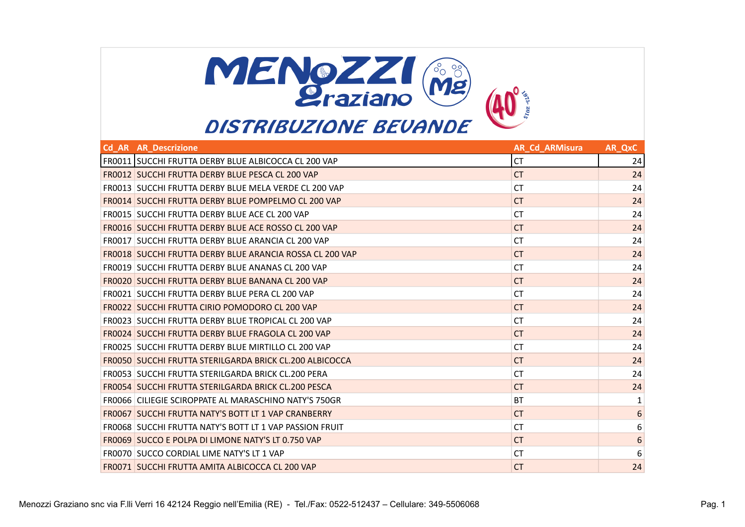# MENOZZI Graziano

## DISTRIBUZIONE BEVANDE

| Cd_AR | AR_Descrizione | AR_Cd_ARMisura | AR_QxC |
|---|---|---|---|
| FR0011 | SUCCHI FRUTTA DERBY BLUE ALBICOCCA CL 200 VAP | CT | 24 |
| FR0012 | SUCCHI FRUTTA DERBY BLUE PESCA CL 200 VAP | CT | 24 |
| FR0013 | SUCCHI FRUTTA DERBY BLUE MELA VERDE CL 200 VAP | CT | 24 |
| FR0014 | SUCCHI FRUTTA DERBY BLUE POMPELMO CL 200 VAP | CT | 24 |
| FR0015 | SUCCHI FRUTTA DERBY BLUE ACE CL 200 VAP | CT | 24 |
| FR0016 | SUCCHI FRUTTA DERBY BLUE ACE ROSSO CL 200 VAP | CT | 24 |
| FR0017 | SUCCHI FRUTTA DERBY BLUE ARANCIA CL 200 VAP | CT | 24 |
| FR0018 | SUCCHI FRUTTA DERBY BLUE ARANCIA ROSSA CL 200 VAP | CT | 24 |
| FR0019 | SUCCHI FRUTTA DERBY BLUE ANANAS CL 200 VAP | CT | 24 |
| FR0020 | SUCCHI FRUTTA DERBY BLUE BANANA CL 200 VAP | CT | 24 |
| FR0021 | SUCCHI FRUTTA DERBY BLUE PERA CL 200 VAP | CT | 24 |
| FR0022 | SUCCHI FRUTTA CIRIO POMODORO CL 200 VAP | CT | 24 |
| FR0023 | SUCCHI FRUTTA DERBY BLUE TROPICAL CL 200 VAP | CT | 24 |
| FR0024 | SUCCHI FRUTTA DERBY BLUE FRAGOLA CL 200 VAP | CT | 24 |
| FR0025 | SUCCHI FRUTTA DERBY BLUE MIRTILLO CL 200 VAP | CT | 24 |
| FR0050 | SUCCHI FRUTTA STERILGARDA BRICK CL.200 ALBICOCCA | CT | 24 |
| FR0053 | SUCCHI FRUTTA STERILGARDA BRICK CL.200 PERA | CT | 24 |
| FR0054 | SUCCHI FRUTTA STERILGARDA BRICK CL.200 PESCA | CT | 24 |
| FR0066 | CILIEGIE SCIROPPATE AL MARASCHINO NATY'S 750GR | BT | 1 |
| FR0067 | SUCCHI FRUTTA NATY'S BOTT LT 1 VAP CRANBERRY | CT | 6 |
| FR0068 | SUCCHI FRUTTA NATY'S BOTT LT 1 VAP PASSION FRUIT | CT | 6 |
| FR0069 | SUCCO E POLPA DI LIMONE NATY'S LT 0.750 VAP | CT | 6 |
| FR0070 | SUCCO CORDIAL LIME NATY'S LT 1 VAP | CT | 6 |
| FR0071 | SUCCHI FRUTTA AMITA ALBICOCCA CL 200 VAP | CT | 24 |

Menozzi Graziano snc via F.lli Verri 16 42124 Reggio nell'Emilia (RE) - Tel./Fax: 0522-512437 – Cellulare: 349-5506068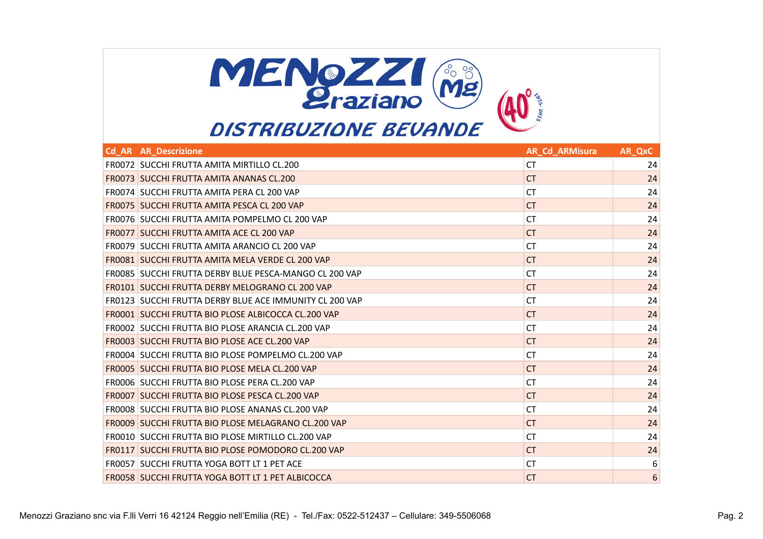# MENOZZI Graziano

## DISTRIBUZIONE BEVANDE

| Cd_AR | AR_Descrizione | AR_Cd_ARMisura | AR_QxC |
|---|---|---|---|
| FR0072 | SUCCHI FRUTTA AMITA MIRTILLO CL.200 | CT | 24 |
| FR0073 | SUCCHI FRUTTA AMITA ANANAS CL.200 | CT | 24 |
| FR0074 | SUCCHI FRUTTA AMITA PERA CL 200 VAP | CT | 24 |
| FR0075 | SUCCHI FRUTTA AMITA PESCA CL 200 VAP | CT | 24 |
| FR0076 | SUCCHI FRUTTA AMITA POMPELMO CL 200 VAP | CT | 24 |
| FR0077 | SUCCHI FRUTTA AMITA ACE CL 200 VAP | CT | 24 |
| FR0079 | SUCCHI FRUTTA AMITA ARANCIO CL 200 VAP | CT | 24 |
| FR0081 | SUCCHI FRUTTA AMITA MELA VERDE CL 200 VAP | CT | 24 |
| FR0085 | SUCCHI FRUTTA DERBY BLUE PESCA-MANGO CL 200 VAP | CT | 24 |
| FR0101 | SUCCHI FRUTTA DERBY MELOGRANO CL 200 VAP | CT | 24 |
| FR0123 | SUCCHI FRUTTA DERBY BLUE ACE IMMUNITY CL 200 VAP | CT | 24 |
| FR0001 | SUCCHI FRUTTA BIO PLOSE ALBICOCCA CL.200 VAP | CT | 24 |
| FR0002 | SUCCHI FRUTTA BIO PLOSE ARANCIA CL.200 VAP | CT | 24 |
| FR0003 | SUCCHI FRUTTA BIO PLOSE ACE CL.200 VAP | CT | 24 |
| FR0004 | SUCCHI FRUTTA BIO PLOSE POMPELMO CL.200 VAP | CT | 24 |
| FR0005 | SUCCHI FRUTTA BIO PLOSE MELA CL.200 VAP | CT | 24 |
| FR0006 | SUCCHI FRUTTA BIO PLOSE PERA CL.200 VAP | CT | 24 |
| FR0007 | SUCCHI FRUTTA BIO PLOSE PESCA CL.200 VAP | CT | 24 |
| FR0008 | SUCCHI FRUTTA BIO PLOSE ANANAS CL.200 VAP | CT | 24 |
| FR0009 | SUCCHI FRUTTA BIO PLOSE MELAGRANO CL.200 VAP | CT | 24 |
| FR0010 | SUCCHI FRUTTA BIO PLOSE MIRTILLO CL.200 VAP | CT | 24 |
| FR0117 | SUCCHI FRUTTA BIO PLOSE POMODORO CL.200 VAP | CT | 24 |
| FR0057 | SUCCHI FRUTTA YOGA BOTT LT 1 PET ACE | CT | 6 |
| FR0058 | SUCCHI FRUTTA YOGA BOTT LT 1 PET ALBICOCCA | CT | 6 |

Menozzi Graziano snc via F.lli Verri 16 42124 Reggio nell'Emilia (RE) - Tel./Fax: 0522-512437 – Cellulare: 349-5506068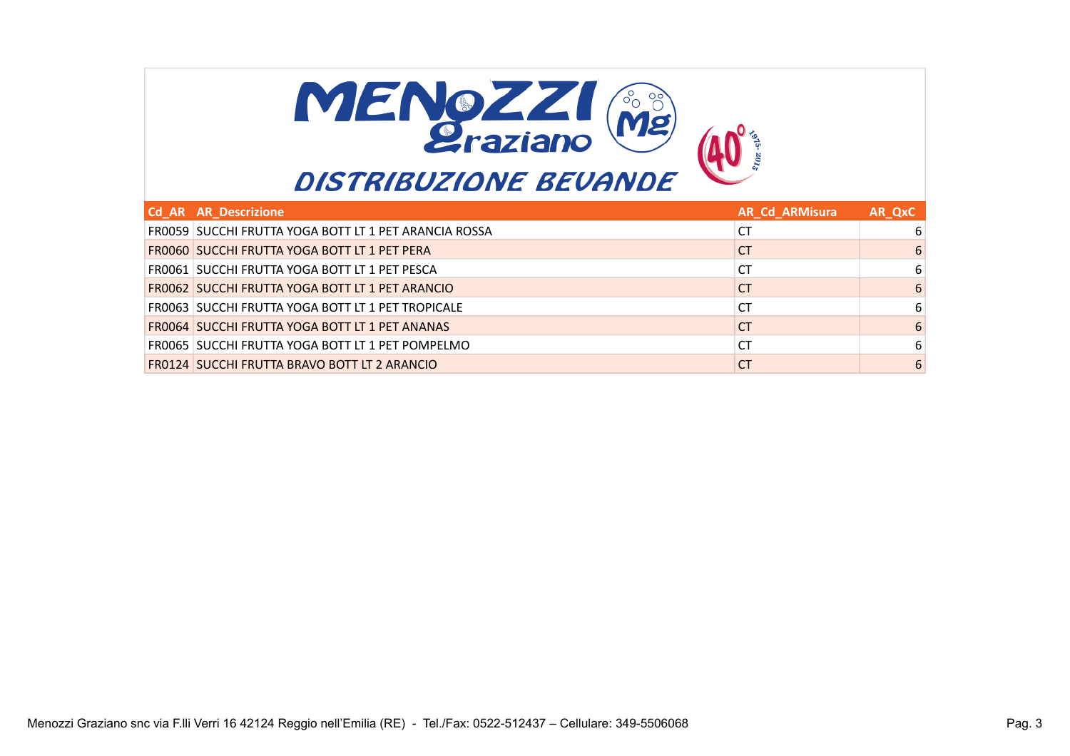| Cd_AR | AR_Descrizione | AR_Cd_ARMisura | AR_QxC |
|---|---|---|---|
| FR0059 | SUCCHI FRUTTA YOGA BOTT LT 1 PET ARANCIA ROSSA | CT | 6 |
| FR0060 | SUCCHI FRUTTA YOGA BOTT LT 1 PET PERA | CT | 6 |
| FR0061 | SUCCHI FRUTTA YOGA BOTT LT 1 PET PESCA | CT | 6 |
| FR0062 | SUCCHI FRUTTA YOGA BOTT LT 1 PET ARANCIO | CT | 6 |
| FR0063 | SUCCHI FRUTTA YOGA BOTT LT 1 PET TROPICALE | CT | 6 |
| FR0064 | SUCCHI FRUTTA YOGA BOTT LT 1 PET ANANAS | CT | 6 |
| FR0065 | SUCCHI FRUTTA YOGA BOTT LT 1 PET POMPELMO | CT | 6 |
| FR0124 | SUCCHI FRUTTA BRAVO BOTT LT 2 ARANCIO | CT | 6 |